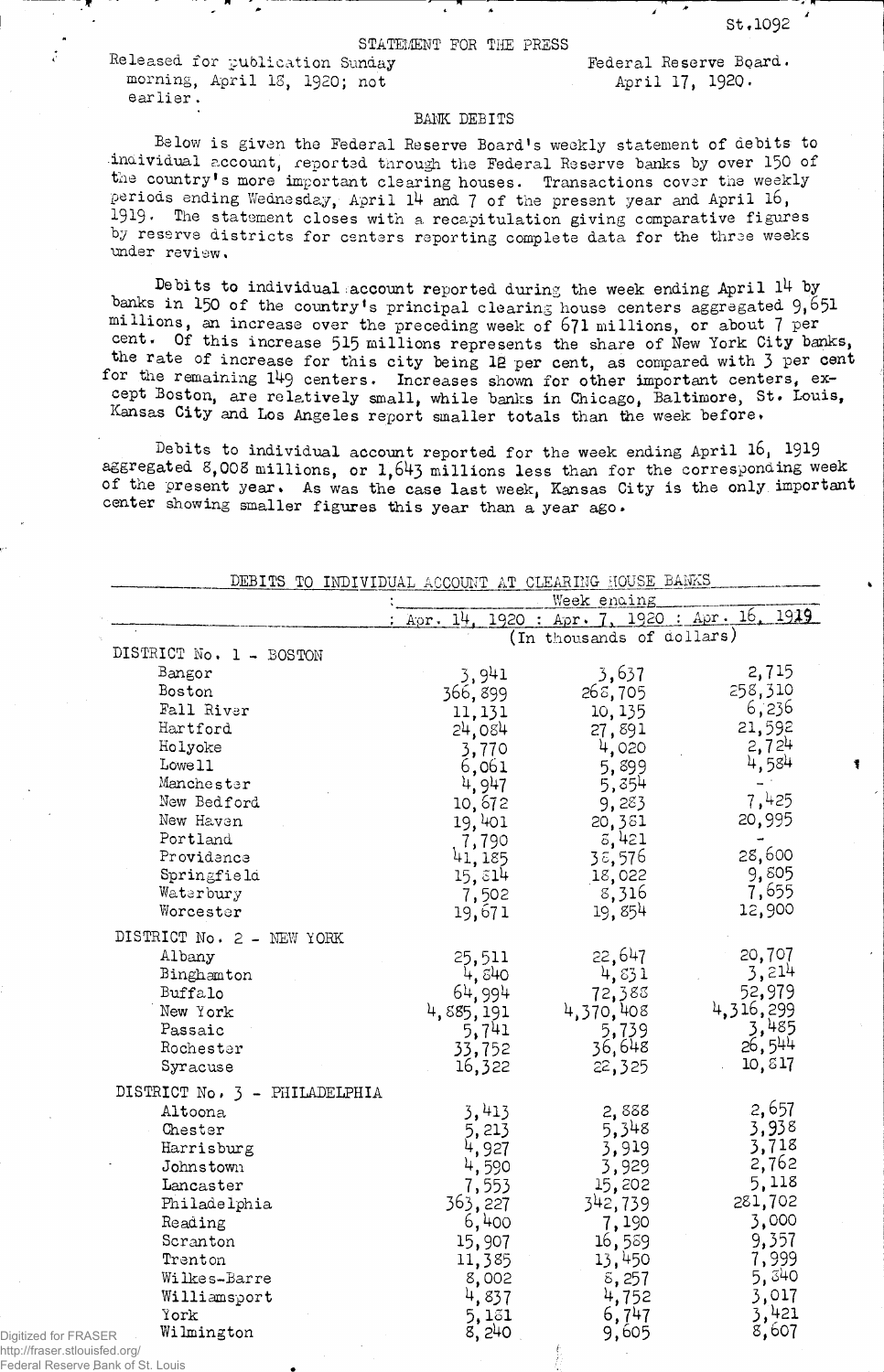St.1092

STATEMENT FOR THE PRESS

Released for publication Sunday morning, April 18, 1920; not earlier.

Federal Reserve Board.
April 17, 1920.

BANK DEBITS

Below is given the Federal Reserve Board's weekly statement of debits to individual account, reported through the Federal Reserve banks by over 150 of the country's more important clearing houses. Transactions cover the weekly periods ending Wednesday, April 14 and 7 of the present year and April 16, 1919. The statement closes with a recapitulation giving comparative figures by reserve districts for centers reporting complete data for the three weeks under review.

Debits to individual account reported during the week ending April 14 by banks in 150 of the country's principal clearing house centers aggregated 9,651 millions, an increase over the preceding week of 671 millions, or about 7 per cent. Of this increase 515 millions represents the share of New York City banks, the rate of increase for this city being 12 per cent, as compared with 3 per cent for the remaining 149 centers. Increases shown for other important centers, except Boston, are relatively small, while banks in Chicago, Baltimore, St. Louis, Kansas City and Los Angeles report smaller totals than the week before.

Debits to individual account reported for the week ending April 16, 1919 aggregated 8,008 millions, or 1,643 millions less than for the corresponding week of the present year. As was the case last week, Kansas City is the only important center showing smaller figures this year than a year ago.

DEBITS TO INDIVIDUAL ACCOUNT AT CLEARING HOUSE BANKS

| | Week ending | | |
|---|---|---|---|
| | Apr. 14, 1920 | Apr. 7, 1920 | Apr. 16, 1919 |
| | (In thousands of dollars) | | |
| DISTRICT No. 1 - BOSTON | | | |
| Bangor | 3,941 | 3,637 | 2,715 |
| Boston | 366,899 | 268,705 | 258,310 |
| Fall River | 11,131 | 10,135 | 6,236 |
| Hartford | 24,084 | 27,891 | 21,592 |
| Holyoke | 3,770 | 4,020 | 2,724 |
| Lowell | 6,061 | 5,899 | 4,584 |
| Manchester | 4,947 | 5,854 | - |
| New Bedford | 10,672 | 9,283 | 7,425 |
| New Haven | 19,401 | 20,381 | 20,995 |
| Portland | 7,790 | 8,421 | - |
| Providence | 41,185 | 38,576 | 28,600 |
| Springfield | 15,814 | 18,022 | 9,805 |
| Waterbury | 7,502 | 8,316 | 7,655 |
| Worcester | 19,671 | 19,854 | 12,900 |
| DISTRICT No. 2 - NEW YORK | | | |
| Albany | 25,511 | 22,647 | 20,707 |
| Binghamton | 4,840 | 4,831 | 3,214 |
| Buffalo | 64,994 | 72,388 | 52,979 |
| New York | 4,885,191 | 4,370,408 | 4,316,299 |
| Passaic | 5,741 | 5,739 | 3,485 |
| Rochester | 33,752 | 36,648 | 26,544 |
| Syracuse | 16,322 | 22,325 | 10,817 |
| DISTRICT No. 3 - PHILADELPHIA | | | |
| Altoona | 3,413 | 2,888 | 2,657 |
| Chester | 5,213 | 5,348 | 3,938 |
| Harrisburg | 4,927 | 3,919 | 3,718 |
| Johnstown | 4,590 | 3,929 | 2,762 |
| Lancaster | 7,553 | 15,202 | 5,118 |
| Philadelphia | 363,227 | 342,739 | 281,702 |
| Reading | 6,400 | 7,190 | 3,000 |
| Scranton | 15,907 | 16,589 | 9,357 |
| Trenton | 11,385 | 13,450 | 7,999 |
| Wilkes-Barre | 8,002 | 8,257 | 5,840 |
| Williamsport | 4,837 | 4,752 | 3,017 |
| York | 5,181 | 6,747 | 3,421 |
| Wilmington | 8,240 | 9,605 | 8,607 |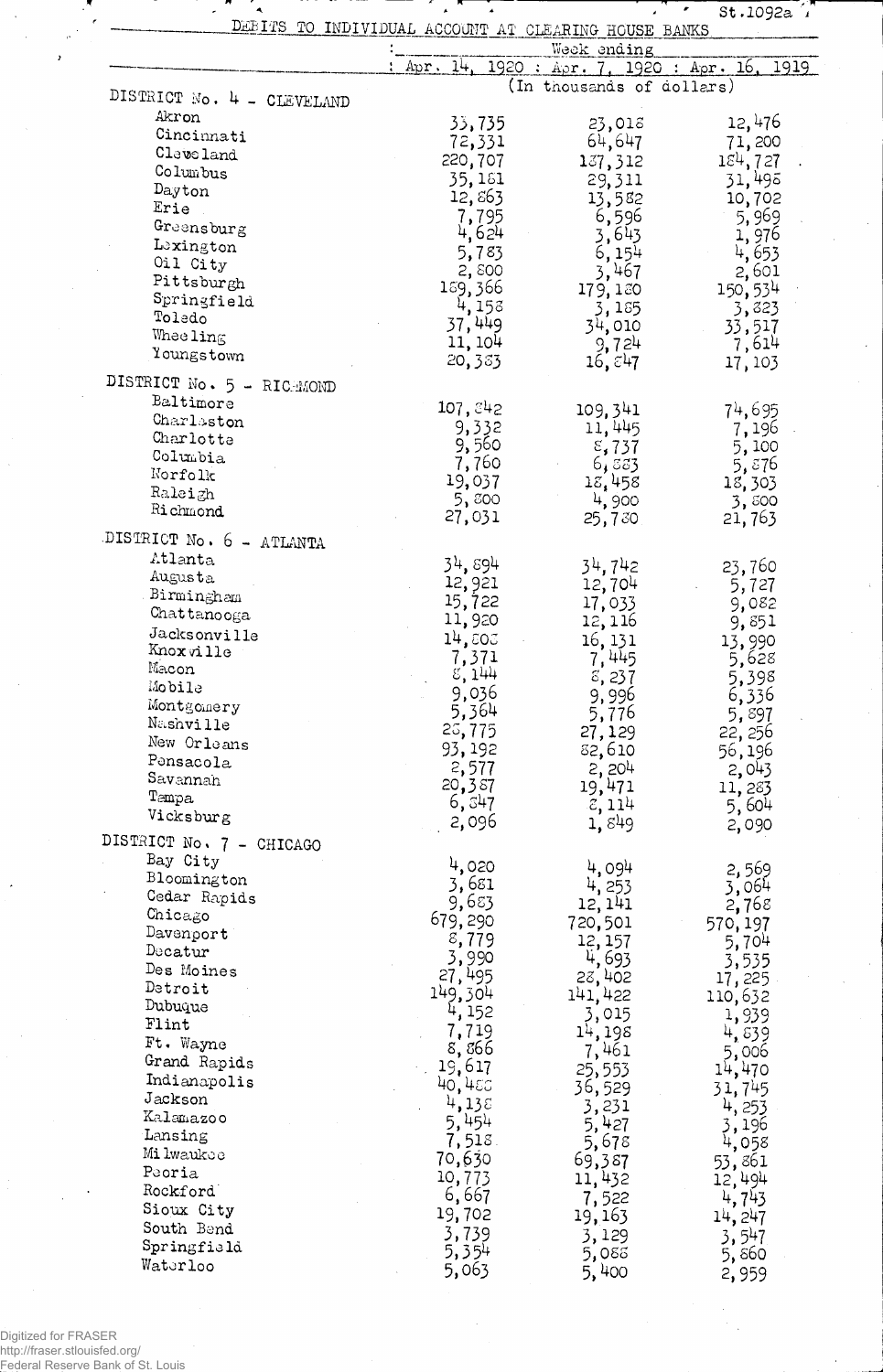St.1092a

DEBITS TO INDIVIDUAL ACCOUNT AT CLEARING HOUSE BANKS

| | Week ending Apr. 14, 1920 | Apr. 7, 1920 | Apr. 16, 1919 |
|---|---|---|---|
| | (In thousands of dollars) | | |
| **DISTRICT No. 4 - CLEVELAND** | | | |
| Akron | 33,735 | 23,018 | 12,476 |
| Cincinnati | 72,331 | 64,647 | 71,200 |
| Cleveland | 220,707 | 187,312 | 184,727 |
| Columbus | 35,181 | 29,311 | 31,498 |
| Dayton | 12,863 | 13,582 | 10,702 |
| Erie | 7,795 | 6,596 | 5,969 |
| Greensburg | 4,624 | 3,643 | 1,976 |
| Lexington | 5,783 | 6,154 | 4,653 |
| Oil City | 2,800 | 3,467 | 2,601 |
| Pittsburgh | 189,366 | 179,180 | 150,534 |
| Springfield | 4,158 | 3,185 | 3,823 |
| Toledo | 37,449 | 34,010 | 33,517 |
| Wheeling | 11,104 | 9,724 | 7,614 |
| Youngstown | 20,383 | 16,847 | 17,103 |
| **DISTRICT No. 5 - RICHMOND** | | | |
| Baltimore | 107,842 | 109,341 | 74,695 |
| Charleston | 9,332 | 11,445 | 7,196 |
| Charlotte | 9,560 | 8,737 | 5,100 |
| Columbia | 7,760 | 6,883 | 5,876 |
| Norfolk | 19,037 | 18,458 | 18,303 |
| Raleigh | 5,800 | 4,900 | 3,800 |
| Richmond | 27,031 | 25,780 | 21,763 |
| **DISTRICT No. 6 - ATLANTA** | | | |
| Atlanta | 34,894 | 34,742 | 23,760 |
| Augusta | 12,921 | 12,704 | 5,727 |
| Birmingham | 15,722 | 17,033 | 9,082 |
| Chattanooga | 11,920 | 12,116 | 9,851 |
| Jacksonville | 14,803 | 16,131 | 13,990 |
| Knoxville | 7,371 | 7,445 | 5,628 |
| Macon | 8,144 | 8,237 | 5,398 |
| Mobile | 9,036 | 9,996 | 6,336 |
| Montgomery | 5,364 | 5,776 | 5,897 |
| Nashville | 28,775 | 27,129 | 22,256 |
| New Orleans | 93,192 | 82,610 | 56,196 |
| Pensacola | 2,577 | 2,204 | 2,043 |
| Savannah | 20,387 | 19,471 | 11,283 |
| Tampa | 6,847 | 8,114 | 5,604 |
| Vicksburg | 2,096 | 1,849 | 2,090 |
| **DISTRICT No. 7 - CHICAGO** | | | |
| Bay City | 4,020 | 4,094 | 2,569 |
| Bloomington | 3,681 | 4,253 | 3,064 |
| Cedar Rapids | 9,683 | 12,141 | 2,768 |
| Chicago | 679,290 | 720,501 | 570,197 |
| Davenport | 8,779 | 12,157 | 5,704 |
| Decatur | 3,990 | 4,693 | 3,535 |
| Des Moines | 27,495 | 28,402 | 17,225 |
| Detroit | 149,304 | 141,422 | 110,632 |
| Dubuque | 4,152 | 3,015 | 1,939 |
| Flint | 7,719 | 14,198 | 4,839 |
| Ft. Wayne | 8,866 | 7,461 | 5,006 |
| Grand Rapids | 19,617 | 25,553 | 14,470 |
| Indianapolis | 40,488 | 36,529 | 31,745 |
| Jackson | 4,138 | 3,231 | 4,253 |
| Kalamazoo | 5,454 | 5,427 | 3,196 |
| Lansing | 7,518 | 5,678 | 4,058 |
| Milwaukee | 70,630 | 69,387 | 53,861 |
| Peoria | 10,773 | 11,432 | 12,494 |
| Rockford | 6,667 | 7,522 | 4,743 |
| Sioux City | 19,702 | 19,163 | 14,247 |
| South Bend | 3,739 | 3,129 | 3,547 |
| Springfield | 5,354 | 5,088 | 5,860 |
| Waterloo | 5,063 | 5,400 | 2,959 |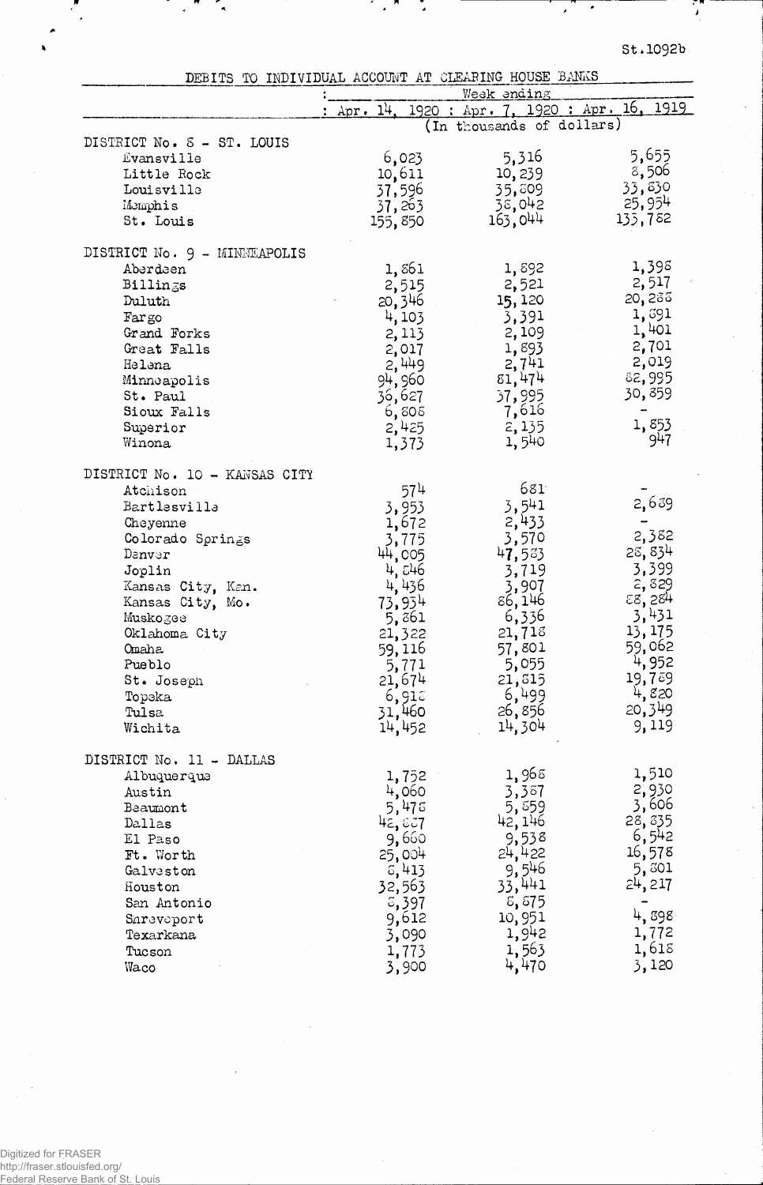St.1092b

## DEBITS TO INDIVIDUAL ACCOUNT AT CLEARING HOUSE BANKS

| | Week ending | | |
|---|---|---|---|
| | Apr. 14, 1920 | Apr. 7, 1920 | Apr. 16, 1919 |
| | (In thousands of dollars) | | |
| **DISTRICT No. 8 - ST. LOUIS** | | | |
| Evansville | 6,023 | 5,316 | 5,655 |
| Little Rock | 10,611 | 10,239 | 8,506 |
| Louisville | 37,596 | 35,809 | 33,830 |
| Memphis | 37,263 | 38,042 | 25,954 |
| St. Louis | 155,850 | 163,044 | 135,782 |
| **DISTRICT No. 9 - MINNEAPOLIS** | | | |
| Aberdeen | 1,861 | 1,892 | 1,398 |
| Billings | 2,515 | 2,521 | 2,517 |
| Duluth | 20,346 | 15,120 | 20,288 |
| Fargo | 4,103 | 3,391 | 1,891 |
| Grand Forks | 2,113 | 2,109 | 1,401 |
| Great Falls | 2,017 | 1,893 | 2,701 |
| Helena | 2,449 | 2,741 | 2,019 |
| Minneapolis | 94,960 | 81,474 | 82,995 |
| St. Paul | 36,627 | 37,995 | 30,859 |
| Sioux Falls | 6,808 | 7,616 | - |
| Superior | 2,425 | 2,135 | 1,853 |
| Winona | 1,373 | 1,540 | 947 |
| **DISTRICT No. 10 - KANSAS CITY** | | | |
| Atchison | 574 | 681 | - |
| Bartlesville | 3,953 | 3,541 | 2,689 |
| Cheyenne | 1,672 | 2,433 | - |
| Colorado Springs | 3,775 | 3,570 | 2,382 |
| Denver | 44,005 | 47,583 | 28,834 |
| Joplin | 4,846 | 3,719 | 3,399 |
| Kansas City, Kan. | 4,436 | 3,907 | 2,829 |
| Kansas City, Mo. | 73,934 | 86,146 | 88,284 |
| Muskogee | 5,861 | 6,336 | 3,431 |
| Oklahoma City | 21,322 | 21,718 | 13,175 |
| Omaha | 59,116 | 57,801 | 59,062 |
| Pueblo | 5,771 | 5,055 | 4,952 |
| St. Joseph | 21,674 | 21,815 | 19,789 |
| Topeka | 6,918 | 6,499 | 4,820 |
| Tulsa | 31,460 | 26,856 | 20,349 |
| Wichita | 14,452 | 14,304 | 9,119 |
| **DISTRICT No. 11 - DALLAS** | | | |
| Albuquerque | 1,752 | 1,968 | 1,510 |
| Austin | 4,060 | 3,387 | 2,930 |
| Beaumont | 5,478 | 5,859 | 3,606 |
| Dallas | 42,867 | 42,146 | 28,835 |
| El Paso | 9,660 | 9,538 | 6,542 |
| Ft. Worth | 25,004 | 24,422 | 16,578 |
| Galveston | 8,413 | 9,546 | 5,801 |
| Houston | 32,563 | 33,441 | 24,217 |
| San Antonio | 8,397 | 8,875 | - |
| Shreveport | 9,612 | 10,951 | 4,898 |
| Texarkana | 3,090 | 1,942 | 1,772 |
| Tucson | 1,773 | 1,563 | 1,618 |
| Waco | 3,900 | 4,470 | 3,120 |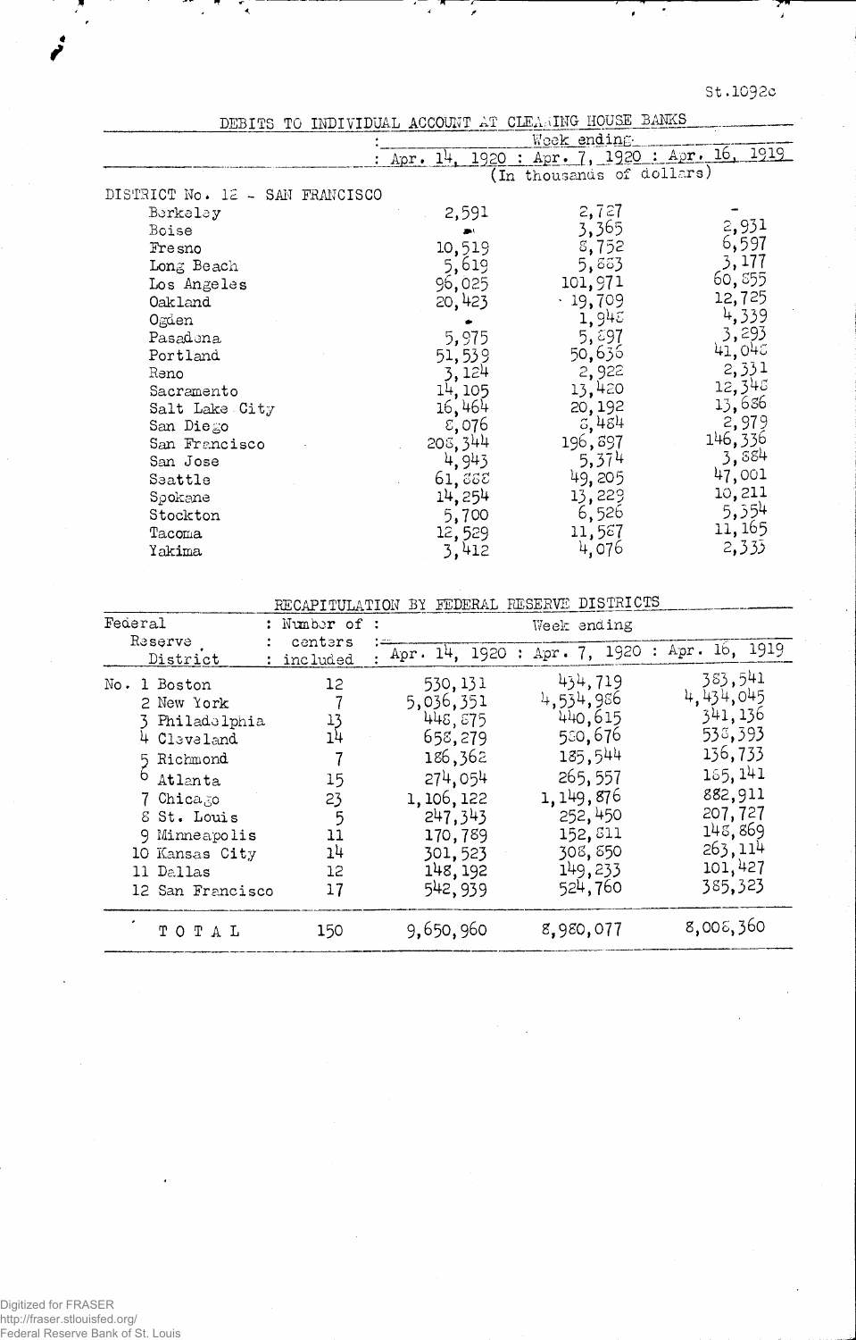St.1092c

## DEBITS TO INDIVIDUAL ACCOUNT AT CLEARING HOUSE BANKS

| | Week ending: Apr. 14, 1920 | Apr. 7, 1920 | Apr. 16, 1919 |
|---|---|---|---|
| | (In thousands of dollars) | | |
| DISTRICT No. 12 - SAN FRANCISCO | | | |
| Berkeley | 2,591 | 2,727 | - |
| Boise | - | 3,365 | 2,931 |
| Fresno | 10,519 | 8,752 | 6,597 |
| Long Beach | 5,619 | 5,883 | 3,177 |
| Los Angeles | 96,025 | 101,971 | 60,855 |
| Oakland | 20,423 | 19,709 | 12,725 |
| Ogden | - | 1,948 | 4,339 |
| Pasadena | 5,975 | 5,897 | 3,293 |
| Portland | 51,539 | 50,636 | 41,048 |
| Reno | 3,124 | 2,922 | 2,331 |
| Sacramento | 14,105 | 13,420 | 12,348 |
| Salt Lake City | 16,464 | 20,192 | 13,686 |
| San Diego | 8,076 | 8,484 | 2,979 |
| San Francisco | 208,344 | 196,897 | 146,336 |
| San Jose | 4,943 | 5,374 | 3,884 |
| Seattle | 61,888 | 49,205 | 47,001 |
| Spokane | 14,254 | 13,229 | 10,211 |
| Stockton | 5,700 | 6,526 | 5,354 |
| Tacoma | 12,529 | 11,587 | 11,165 |
| Yakima | 3,412 | 4,076 | 2,335 |

## RECAPITULATION BY FEDERAL RESERVE DISTRICTS

| Federal Reserve District | Number of centers included | Week ending: Apr. 14, 1920 | Apr. 7, 1920 | Apr. 16, 1919 |
|---|---|---|---|---|
| No. 1 Boston | 12 | 530,131 | 434,719 | 383,541 |
| 2 New York | 7 | 5,036,351 | 4,534,986 | 4,434,045 |
| 3 Philadelphia | 13 | 448,875 | 440,615 | 341,136 |
| 4 Cleveland | 14 | 658,279 | 580,676 | 538,393 |
| 5 Richmond | 7 | 186,362 | 185,544 | 136,733 |
| 6 Atlanta | 15 | 274,054 | 265,557 | 185,141 |
| 7 Chicago | 23 | 1,106,122 | 1,149,876 | 882,911 |
| 8 St. Louis | 5 | 247,343 | 252,450 | 207,727 |
| 9 Minneapolis | 11 | 170,789 | 152,811 | 148,869 |
| 10 Kansas City | 14 | 301,523 | 308,850 | 263,114 |
| 11 Dallas | 12 | 148,192 | 149,233 | 101,427 |
| 12 San Francisco | 17 | 542,939 | 524,760 | 385,323 |
| TOTAL | 150 | 9,650,960 | 8,980,077 | 8,008,360 |